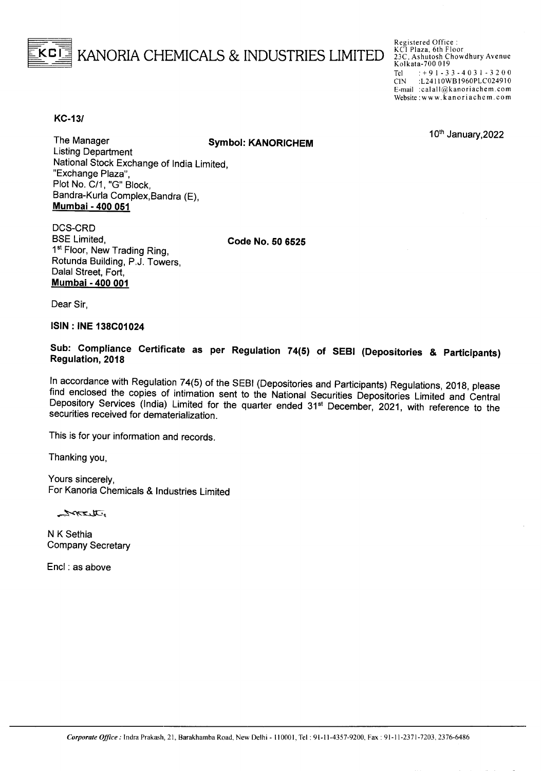# KANORIA CHEMICALS & INDUSTRIES LIMITED

Registered Office :
KCI Plaza, 6th Floor
23C, Ashutosh Chowdhury Avenue
Kolkata-700 019
Tel : +91-33-4031-3200
CIN : L24110WB1960PLC024910
E-mail : calall@kanoriachem.com
Website : www.kanoriachem.com

**KC-13/**

10th January,2022

The Manager
Listing Department
National Stock Exchange of India Limited,
"Exchange Plaza",
Plot No. C/1, "G" Block,
Bandra-Kurla Complex,Bandra (E),
**Mumbai - 400 051**

**Symbol: KANORICHEM**

DCS-CRD
BSE Limited,
1st Floor, New Trading Ring,
Rotunda Building, P.J. Towers,
Dalal Street, Fort,
**Mumbai - 400 001**

**Code No. 50 6525**

Dear Sir,

**ISIN : INE 138C01024**

**Sub: Compliance Certificate as per Regulation 74(5) of SEBI (Depositories & Participants) Regulation, 2018**

In accordance with Regulation 74(5) of the SEBI (Depositories and Participants) Regulations, 2018, please find enclosed the copies of intimation sent to the National Securities Depositories Limited and Central Depository Services (India) Limited for the quarter ended 31st December, 2021, with reference to the securities received for dematerialization.

This is for your information and records.

Thanking you,

Yours sincerely,
For Kanoria Chemicals & Industries Limited

N K Sethia
Company Secretary

Encl : as above

*Corporate Office :* Indra Prakash, 21, Barakhamba Road, New Delhi - 110001, Tel : 91-11-4357-9200, Fax : 91-11-2371-7203, 2376-6486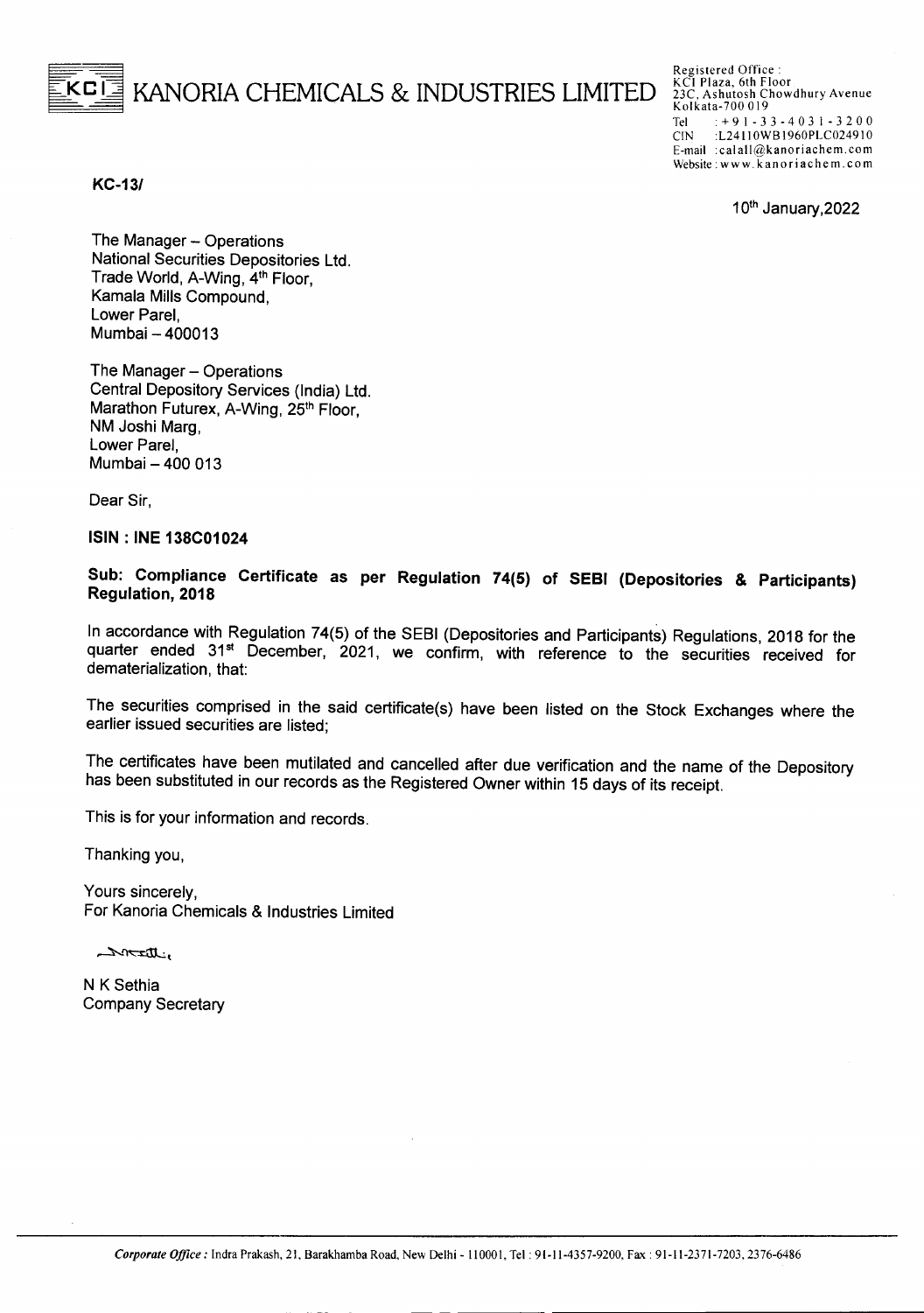KCI KANORIA CHEMICALS & INDUSTRIES LIMITED

Registered Office :
KCI Plaza, 6th Floor
23C, Ashutosh Chowdhury Avenue
Kolkata-700 019
Tel : +91-33-4031-3200
CIN : L24110WB1960PLC024910
E-mail : calall@kanoriachem.com
Website : www.kanoriachem.com

**KC-13/**

10th January,2022

The Manager – Operations
National Securities Depositories Ltd.
Trade World, A-Wing, 4th Floor,
Kamala Mills Compound,
Lower Parel,
Mumbai – 400013

The Manager – Operations
Central Depository Services (India) Ltd.
Marathon Futurex, A-Wing, 25th Floor,
NM Joshi Marg,
Lower Parel,
Mumbai – 400 013

Dear Sir,

**ISIN : INE 138C01024**

**Sub: Compliance Certificate as per Regulation 74(5) of SEBI (Depositories & Participants) Regulation, 2018**

In accordance with Regulation 74(5) of the SEBI (Depositories and Participants) Regulations, 2018 for the quarter ended 31st December, 2021, we confirm, with reference to the securities received for dematerialization, that:

The securities comprised in the said certificate(s) have been listed on the Stock Exchanges where the earlier issued securities are listed;

The certificates have been mutilated and cancelled after due verification and the name of the Depository has been substituted in our records as the Registered Owner within 15 days of its receipt.

This is for your information and records.

Thanking you,

Yours sincerely,
For Kanoria Chemicals & Industries Limited

N K Sethia
Company Secretary

*Corporate Office :* Indra Prakash, 21, Barakhamba Road, New Delhi - 110001, Tel : 91-11-4357-9200, Fax : 91-11-2371-7203, 2376-6486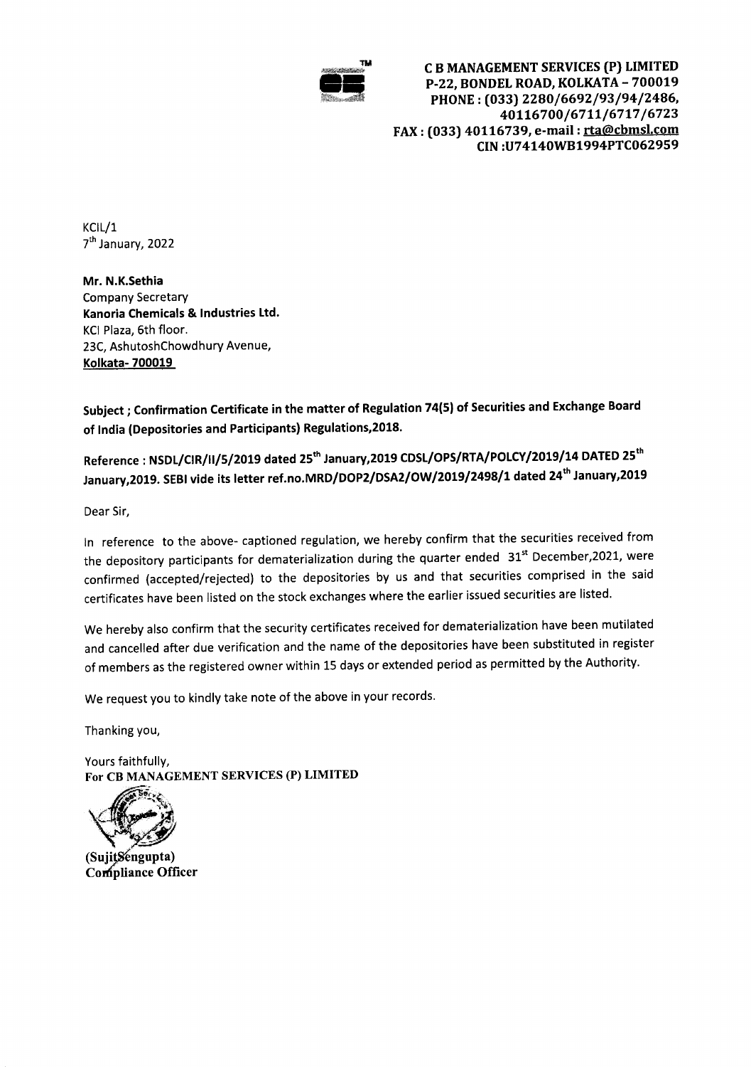**C B MANAGEMENT SERVICES (P) LIMITED**
**P-22, BONDEL ROAD, KOLKATA – 700019**
**PHONE : (033) 2280/6692/93/94/2486, 40116700/6711/6717/6723**
**FAX : (033) 40116739, e-mail : rta@cbmsl.com**
**CIN :U74140WB1994PTC062959**

KCIL/1
7th January, 2022

**Mr. N.K.Sethia**
Company Secretary
**Kanoria Chemicals & Industries Ltd.**
KCI Plaza, 6th floor.
23C, AshutoshChowdhury Avenue,
**Kolkata- 700019**

**Subject ; Confirmation Certificate in the matter of Regulation 74(5) of Securities and Exchange Board of India (Depositories and Participants) Regulations,2018.**

**Reference : NSDL/CIR/II/5/2019 dated 25th January,2019 CDSL/OPS/RTA/POLCY/2019/14 DATED 25th January,2019. SEBI vide its letter ref.no.MRD/DOP2/DSA2/OW/2019/2498/1 dated 24th January,2019**

Dear Sir,

In reference to the above- captioned regulation, we hereby confirm that the securities received from the depository participants for dematerialization during the quarter ended 31st December,2021, were confirmed (accepted/rejected) to the depositories by us and that securities comprised in the said certificates have been listed on the stock exchanges where the earlier issued securities are listed.

We hereby also confirm that the security certificates received for dematerialization have been mutilated and cancelled after due verification and the name of the depositories have been substituted in register of members as the registered owner within 15 days or extended period as permitted by the Authority.

We request you to kindly take note of the above in your records.

Thanking you,

Yours faithfully,
**For CB MANAGEMENT SERVICES (P) LIMITED**

**(Sujit Sengupta)**
**Compliance Officer**